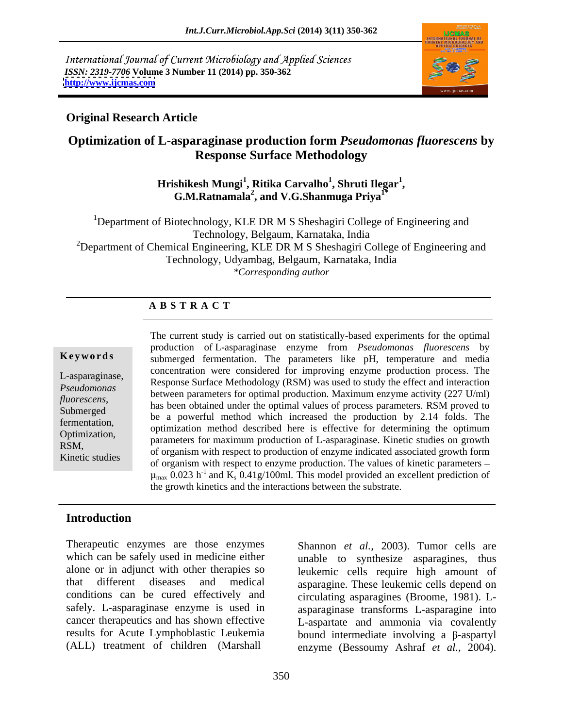International Journal of Current Microbiology and Applied Sciences
*ISSN: 2319-7706* **Volume 3 Number 11 (2014) pp. 350-362**
**http://www.ijcmas.com**

**Original Research Article**

# Optimization of L-asparaginase production form *Pseudomonas fluorescens* by Response Surface Methodology

**Hrishikesh Mungi[1], Ritika Carvalho[1], Shruti Ilegar[1], G.M.Ratnamala[2], and V.G.Shanmuga Priya[1*]**

[1]Department of Biotechnology, KLE DR M S Sheshagiri College of Engineering and Technology, Belgaum, Karnataka, India
[2]Department of Chemical Engineering, KLE DR M S Sheshagiri College of Engineering and Technology, Udyambag, Belgaum, Karnataka, India
*\*Corresponding author*

## A B S T R A C T

**Keywords**

L-asparaginase, *Pseudomonas fluorescens*, Submerged fermentation, Optimization, RSM, Kinetic studies

The current study is carried out on statistically-based experiments for the optimal production of L-asparaginase enzyme from *Pseudomonas fluorescens* by submerged fermentation. The parameters like pH, temperature and media concentration were considered for improving enzyme production process. The Response Surface Methodology (RSM) was used to study the effect and interaction between parameters for optimal production. Maximum enzyme activity (227 U/ml) has been obtained under the optimal values of process parameters. RSM proved to be a powerful method which increased the production by 2.14 folds. The optimization method described here is effective for determining the optimum parameters for maximum production of L-asparaginase. Kinetic studies on growth of organism with respect to production of enzyme indicated associated growth form of organism with respect to enzyme production. The values of kinetic parameters – $\mu_{max}$ 0.023 $h^{-1}$ and $K_s$ 0.41g/100ml. This model provided an excellent prediction of the growth kinetics and the interactions between the substrate.

## Introduction

Therapeutic enzymes are those enzymes which can be safely used in medicine either alone or in adjunct with other therapies so that different diseases and medical conditions can be cured effectively and safely. L-asparaginase enzyme is used in cancer therapeutics and has shown effective results for Acute Lymphoblastic Leukemia (ALL) treatment of children (Marshall Shannon *et al.,* 2003). Tumor cells are unable to synthesize asparagines, thus leukemic cells require high amount of asparagine. These leukemic cells depend on circulating asparagines (Broome, 1981). L-asparaginase transforms L-asparagine into L-aspartate and ammonia via covalently bound intermediate involving a β-aspartyl enzyme (Bessoumy Ashraf *et al.,* 2004).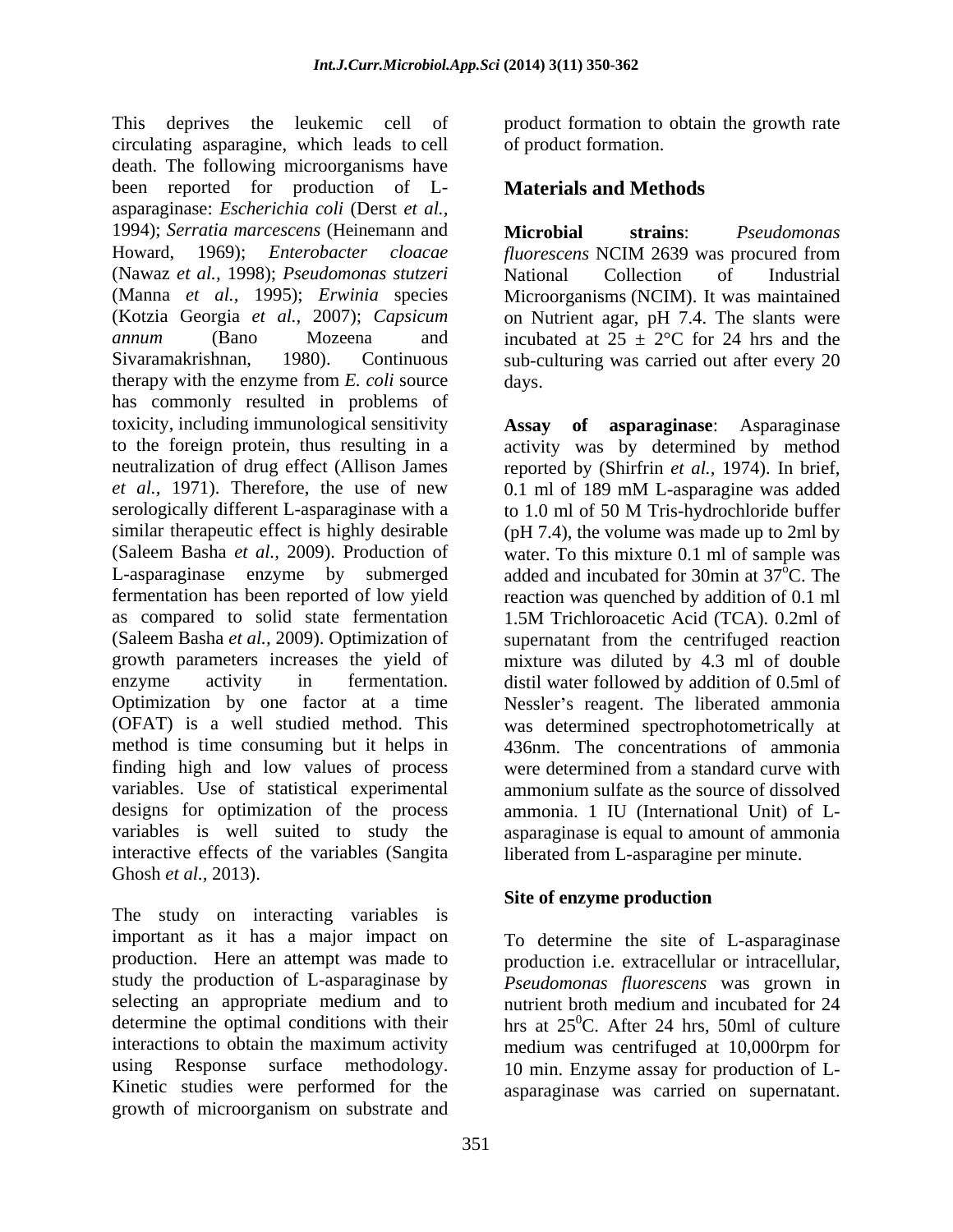This deprives the leukemic cell of circulating asparagine, which leads to cell death. The following microorganisms have been reported for production of L-asparaginase: *Escherichia coli* (Derst *et al.*, 1994); *Serratia marcescens* (Heinemann and Howard, 1969); *Enterobacter cloacae* (Nawaz *et al.*, 1998); *Pseudomonas stutzeri* (Manna *et al.*, 1995); *Erwinia* species (Kotzia Georgia *et al.*, 2007); *Capsicum annum* (Bano Mozeena and Sivaramakrishnan, 1980). Continuous therapy with the enzyme from *E. coli* source has commonly resulted in problems of toxicity, including immunological sensitivity to the foreign protein, thus resulting in a neutralization of drug effect (Allison James *et al.*, 1971). Therefore, the use of new serologically different L-asparaginase with a similar therapeutic effect is highly desirable (Saleem Basha *et al.*, 2009). Production of L-asparaginase enzyme by submerged fermentation has been reported of low yield as compared to solid state fermentation (Saleem Basha *et al.*, 2009). Optimization of growth parameters increases the yield of enzyme activity in fermentation. Optimization by one factor at a time (OFAT) is a well studied method. This method is time consuming but it helps in finding high and low values of process variables. Use of statistical experimental designs for optimization of the process variables is well suited to study the interactive effects of the variables (Sangita Ghosh *et al.*, 2013).

The study on interacting variables is important as it has a major impact on production. Here an attempt was made to study the production of L-asparaginase by selecting an appropriate medium and to determine the optimal conditions with their interactions to obtain the maximum activity using Response surface methodology. Kinetic studies were performed for the growth of microorganism on substrate and product formation to obtain the growth rate of product formation.

## Materials and Methods

**Microbial strains**: *Pseudomonas fluorescens* NCIM 2639 was procured from National Collection of Industrial Microorganisms (NCIM). It was maintained on Nutrient agar, pH 7.4. The slants were incubated at 25 ± 2°C for 24 hrs and the sub-culturing was carried out after every 20 days.

**Assay of asparaginase**: Asparaginase activity was by determined by method reported by (Shirfrin *et al.*, 1974). In brief, 0.1 ml of 189 mM L-asparagine was added to 1.0 ml of 50 M Tris-hydrochloride buffer (pH 7.4), the volume was made up to 2ml by water. To this mixture 0.1 ml of sample was added and incubated for 30min at $37^{o}$C. The reaction was quenched by addition of 0.1 ml 1.5M Trichloroacetic Acid (TCA). 0.2ml of supernatant from the centrifuged reaction mixture was diluted by 4.3 ml of double distil water followed by addition of 0.5ml of Nessler's reagent. The liberated ammonia was determined spectrophotometrically at 436nm. The concentrations of ammonia were determined from a standard curve with ammonium sulfate as the source of dissolved ammonia. 1 IU (International Unit) of L-asparaginase is equal to amount of ammonia liberated from L-asparagine per minute.

### Site of enzyme production

To determine the site of L-asparaginase production i.e. extracellular or intracellular, *Pseudomonas fluorescens* was grown in nutrient broth medium and incubated for 24 hrs at $25^{0}$C. After 24 hrs, 50ml of culture medium was centrifuged at 10,000rpm for 10 min. Enzyme assay for production of L-asparaginase was carried on supernatant.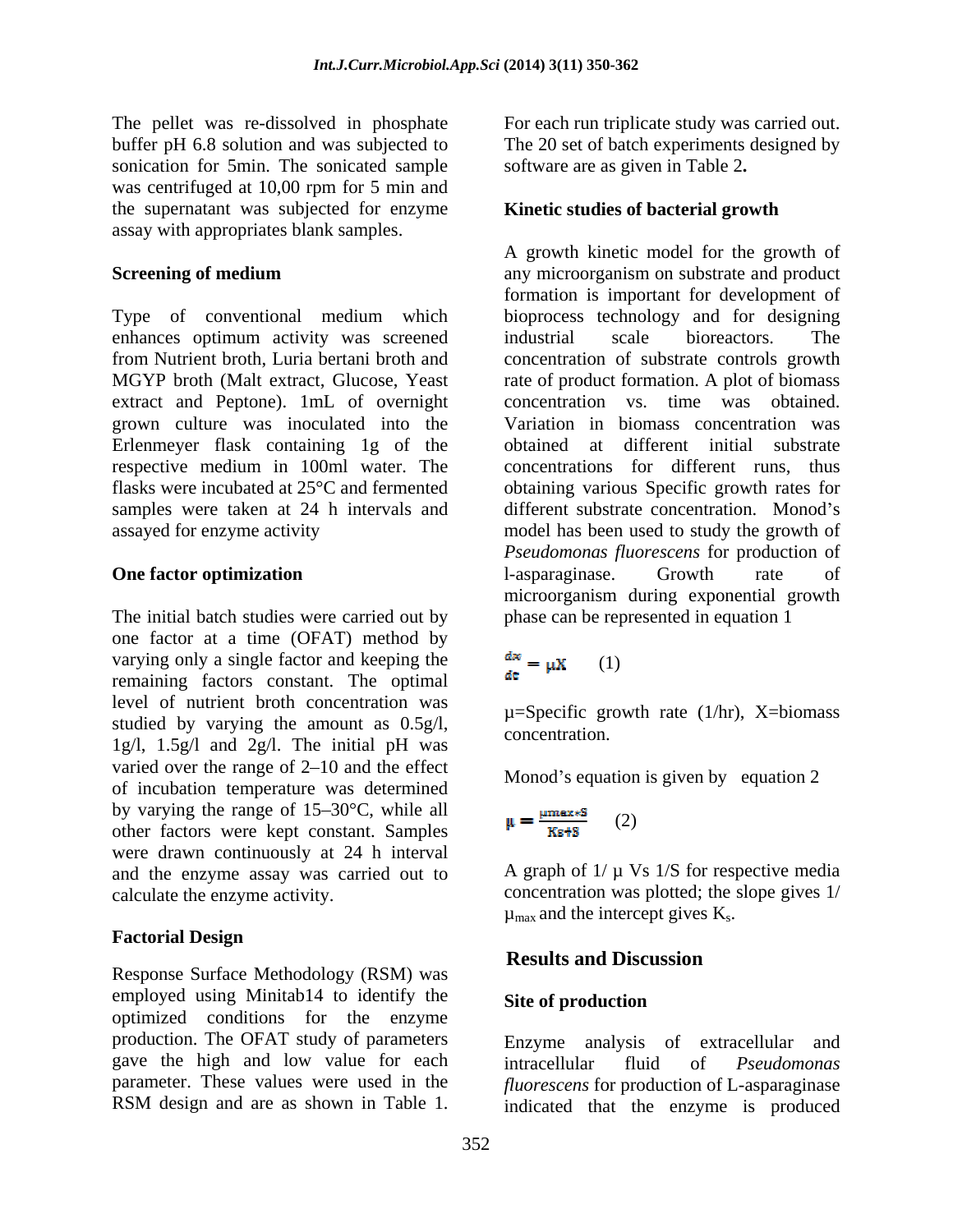The pellet was re-dissolved in phosphate buffer pH 6.8 solution and was subjected to sonication for 5min. The sonicated sample was centrifuged at 10,00 rpm for 5 min and the supernatant was subjected for enzyme assay with appropriates blank samples.

### Screening of medium

Type of conventional medium which enhances optimum activity was screened from Nutrient broth, Luria bertani broth and MGYP broth (Malt extract, Glucose, Yeast extract and Peptone). 1mL of overnight grown culture was inoculated into the Erlenmeyer flask containing 1g of the respective medium in 100ml water. The flasks were incubated at 25°C and fermented samples were taken at 24 h intervals and assayed for enzyme activity

### One factor optimization

The initial batch studies were carried out by one factor at a time (OFAT) method by varying only a single factor and keeping the remaining factors constant. The optimal level of nutrient broth concentration was studied by varying the amount as 0.5g/l, 1g/l, 1.5g/l and 2g/l. The initial pH was varied over the range of 2–10 and the effect of incubation temperature was determined by varying the range of 15–30°C, while all other factors were kept constant. Samples were drawn continuously at 24 h interval and the enzyme assay was carried out to calculate the enzyme activity.

### Factorial Design

Response Surface Methodology (RSM) was employed using Minitab14 to identify the optimized conditions for the enzyme production. The OFAT study of parameters gave the high and low value for each parameter. These values were used in the RSM design and are as shown in Table 1. For each run triplicate study was carried out. The 20 set of batch experiments designed by software are as given in Table 2**.**

### Kinetic studies of bacterial growth

A growth kinetic model for the growth of any microorganism on substrate and product formation is important for development of bioprocess technology and for designing industrial scale bioreactors. The concentration of substrate controls growth rate of product formation. A plot of biomass concentration vs. time was obtained. Variation in biomass concentration was obtained at different initial substrate concentrations for different runs, thus obtaining various Specific growth rates for different substrate concentration. Monod's model has been used to study the growth of *Pseudomonas fluorescens* for production of l-asparaginase. Growth rate of microorganism during exponential growth phase can be represented in equation 1

$$\frac{dx}{dt} = \mu X \quad (1)$$

μ=Specific growth rate (1/hr), X=biomass concentration.

Monod's equation is given by equation 2

$$\mu = \frac{\mu max * S}{Ks + S} \quad (2)$$

A graph of 1/ μ Vs 1/S for respective media concentration was plotted; the slope gives 1/ $\mu_{max}$ and the intercept gives $K_s$.

## Results and Discussion

### Site of production

Enzyme analysis of extracellular and intracellular fluid of *Pseudomonas fluorescens* for production of L-asparaginase indicated that the enzyme is produced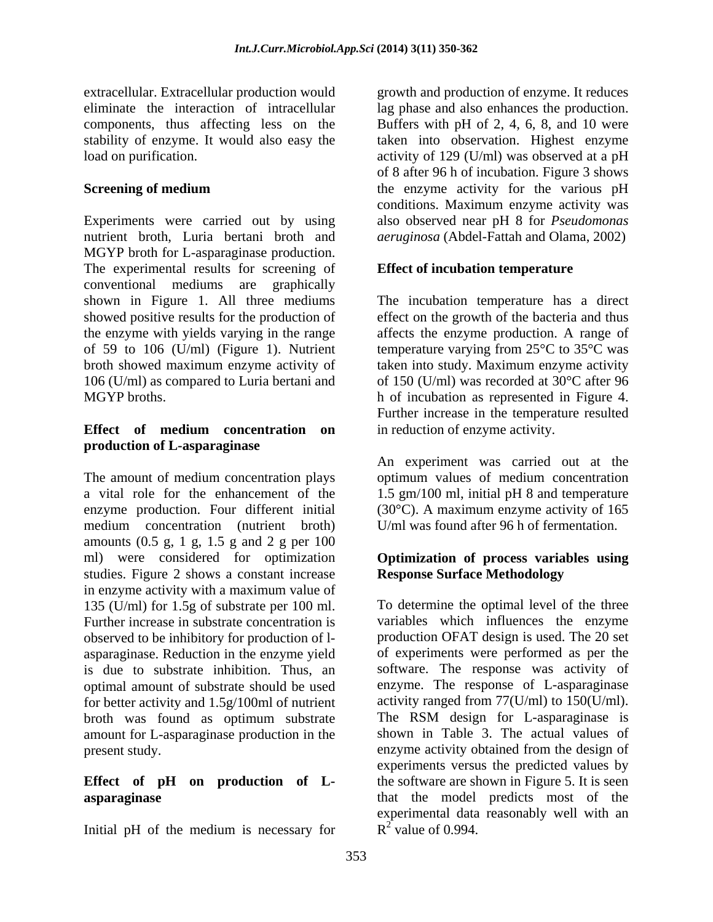extracellular. Extracellular production would eliminate the interaction of intracellular components, thus affecting less on the stability of enzyme. It would also easy the load on purification.

**Screening of medium**

Experiments were carried out by using nutrient broth, Luria bertani broth and MGYP broth for L-asparaginase production. The experimental results for screening of conventional mediums are graphically shown in Figure 1. All three mediums showed positive results for the production of the enzyme with yields varying in the range of 59 to 106 (U/ml) (Figure 1). Nutrient broth showed maximum enzyme activity of 106 (U/ml) as compared to Luria bertani and MGYP broths.

**Effect of medium concentration on production of L-asparaginase**

The amount of medium concentration plays a vital role for the enhancement of the enzyme production. Four different initial medium concentration (nutrient broth) amounts (0.5 g, 1 g, 1.5 g and 2 g per 100 ml) were considered for optimization studies. Figure 2 shows a constant increase in enzyme activity with a maximum value of 135 (U/ml) for 1.5g of substrate per 100 ml. Further increase in substrate concentration is observed to be inhibitory for production of l-asparaginase. Reduction in the enzyme yield is due to substrate inhibition. Thus, an optimal amount of substrate should be used for better activity and 1.5g/100ml of nutrient broth was found as optimum substrate amount for L-asparaginase production in the present study.

**Effect of pH on production of L-asparaginase**

Initial pH of the medium is necessary for growth and production of enzyme. It reduces lag phase and also enhances the production. Buffers with pH of 2, 4, 6, 8, and 10 were taken into observation. Highest enzyme activity of 129 (U/ml) was observed at a pH of 8 after 96 h of incubation. Figure 3 shows the enzyme activity for the various pH conditions. Maximum enzyme activity was also observed near pH 8 for *Pseudomonas aeruginosa* (Abdel-Fattah and Olama, 2002)

**Effect of incubation temperature**

The incubation temperature has a direct effect on the growth of the bacteria and thus affects the enzyme production. A range of temperature varying from 25°C to 35°C was taken into study. Maximum enzyme activity of 150 (U/ml) was recorded at 30°C after 96 h of incubation as represented in Figure 4. Further increase in the temperature resulted in reduction of enzyme activity.

An experiment was carried out at the optimum values of medium concentration 1.5 gm/100 ml, initial pH 8 and temperature (30°C). A maximum enzyme activity of 165 U/ml was found after 96 h of fermentation.

**Optimization of process variables using Response Surface Methodology**

To determine the optimal level of the three variables which influences the enzyme production OFAT design is used. The 20 set of experiments were performed as per the software. The response was activity of enzyme. The response of L-asparaginase activity ranged from 77(U/ml) to 150(U/ml). The RSM design for L-asparaginase is shown in Table 3. The actual values of enzyme activity obtained from the design of experiments versus the predicted values by the software are shown in Figure 5. It is seen that the model predicts most of the experimental data reasonably well with an $R^2$ value of 0.994.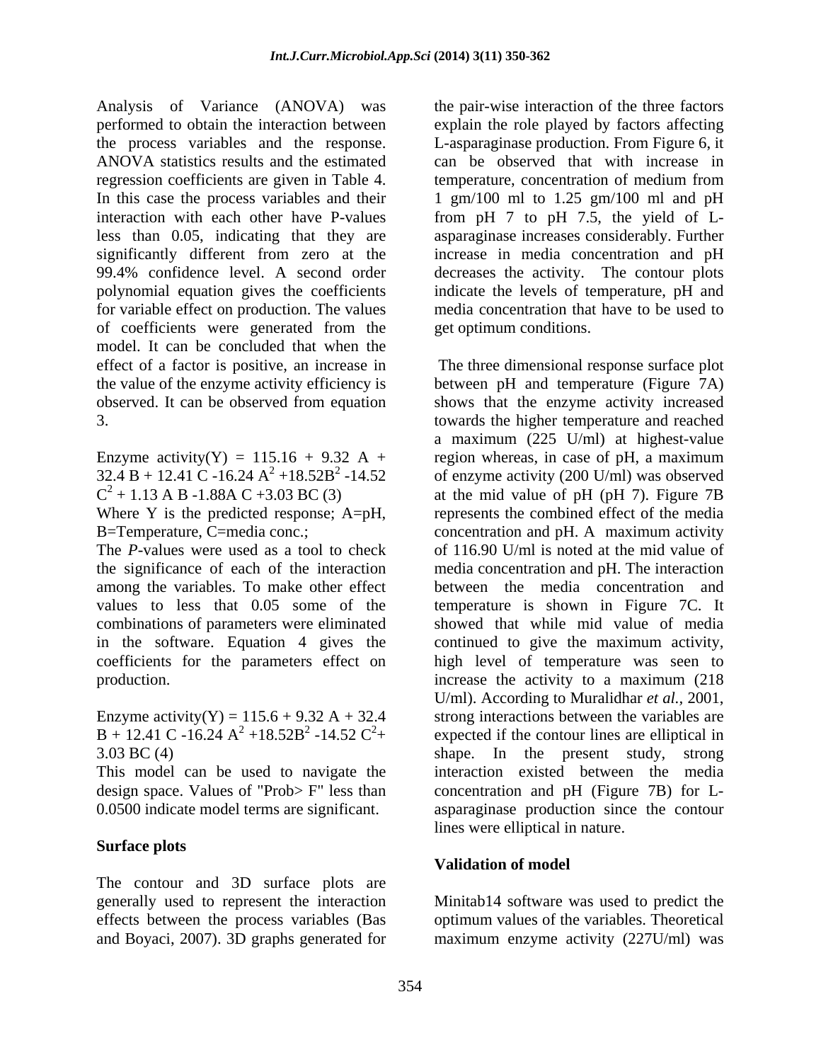Analysis of Variance (ANOVA) was performed to obtain the interaction between the process variables and the response. ANOVA statistics results and the estimated regression coefficients are given in Table 4. In this case the process variables and their interaction with each other have P-values less than 0.05, indicating that they are significantly different from zero at the 99.4% confidence level. A second order polynomial equation gives the coefficients for variable effect on production. The values of coefficients were generated from the model. It can be concluded that when the effect of a factor is positive, an increase in the value of the enzyme activity efficiency is observed. It can be observed from equation 3.

Enzyme activity(Y) = $115.16 + 9.32\ A + 32.4\ B + 12.41\ C - 16.24\ A^2 + 18.52B^2 - 14.52\ C^2 + 1.13\ A\ B - 1.88A\ C + 3.03\ BC$ (3)

Where Y is the predicted response; A=pH, B=Temperature, C=media conc.;

The *P*-values were used as a tool to check the significance of each of the interaction among the variables. To make other effect values to less that 0.05 some of the combinations of parameters were eliminated in the software. Equation 4 gives the coefficients for the parameters effect on production.

Enzyme activity(Y) = $115.6 + 9.32\ A + 32.4\ B + 12.41\ C - 16.24\ A^2 + 18.52B^2 - 14.52\ C^2 + 3.03\ BC$ (4)

This model can be used to navigate the design space. Values of "Prob> F" less than 0.0500 indicate model terms are significant.

## Surface plots

The contour and 3D surface plots are generally used to represent the interaction effects between the process variables (Bas and Boyaci, 2007). 3D graphs generated for the pair-wise interaction of the three factors explain the role played by factors affecting L-asparaginase production. From Figure 6, it can be observed that with increase in temperature, concentration of medium from 1 gm/100 ml to 1.25 gm/100 ml and pH from pH 7 to pH 7.5, the yield of L-asparaginase increases considerably. Further increase in media concentration and pH decreases the activity. The contour plots indicate the levels of temperature, pH and media concentration that have to be used to get optimum conditions.

The three dimensional response surface plot between pH and temperature (Figure 7A) shows that the enzyme activity increased towards the higher temperature and reached a maximum (225 U/ml) at highest-value region whereas, in case of pH, a maximum of enzyme activity (200 U/ml) was observed at the mid value of pH (pH 7). Figure 7B represents the combined effect of the media concentration and pH. A maximum activity of 116.90 U/ml is noted at the mid value of media concentration and pH. The interaction between the media concentration and temperature is shown in Figure 7C. It showed that while mid value of media continued to give the maximum activity, high level of temperature was seen to increase the activity to a maximum (218 U/ml). According to Muralidhar *et al.*, 2001, strong interactions between the variables are expected if the contour lines are elliptical in shape. In the present study, strong interaction existed between the media concentration and pH (Figure 7B) for L-asparaginase production since the contour lines were elliptical in nature.

## Validation of model

Minitab14 software was used to predict the optimum values of the variables. Theoretical maximum enzyme activity (227U/ml) was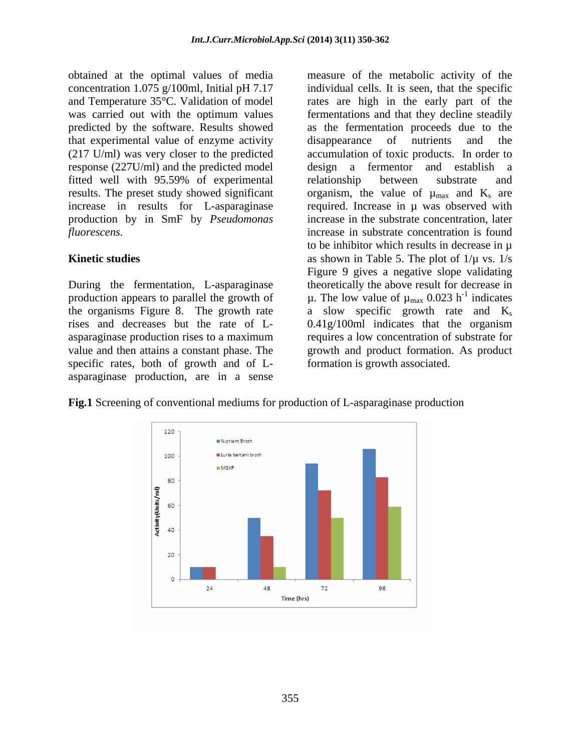obtained at the optimal values of media concentration 1.075 g/100ml, Initial pH 7.17 and Temperature 35°C. Validation of model was carried out with the optimum values predicted by the software. Results showed that experimental value of enzyme activity (217 U/ml) was very closer to the predicted response (227U/ml) and the predicted model fitted well with 95.59% of experimental results. The preset study showed significant increase in results for L-asparaginase production by in SmF by *Pseudomonas fluorescens.*

**Kinetic studies**

During the fermentation, L-asparaginase production appears to parallel the growth of the organisms Figure 8. The growth rate rises and decreases but the rate of L-asparaginase production rises to a maximum value and then attains a constant phase. The specific rates, both of growth and of L-asparaginase production, are in a sense measure of the metabolic activity of the individual cells. It is seen, that the specific rates are high in the early part of the fermentations and that they decline steadily as the fermentation proceeds due to the disappearance of nutrients and the accumulation of toxic products. In order to design a fermentor and establish a relationship between substrate and organism, the value of $\mu_{max}$ and $K_s$ are required. Increase in $\mu$ was observed with increase in the substrate concentration, later increase in substrate concentration is found to be inhibitor which results in decrease in $\mu$ as shown in Table 5. The plot of $1/\mu$ vs. $1/s$ Figure 9 gives a negative slope validating theoretically the above result for decrease in $\mu$. The low value of $\mu_{max}$ 0.023 $h^{-1}$ indicates a slow specific growth rate and $K_s$ 0.41g/100ml indicates that the organism requires a low concentration of substrate for growth and product formation. As product formation is growth associated.

**Fig.1** Screening of conventional mediums for production of L-asparaginase production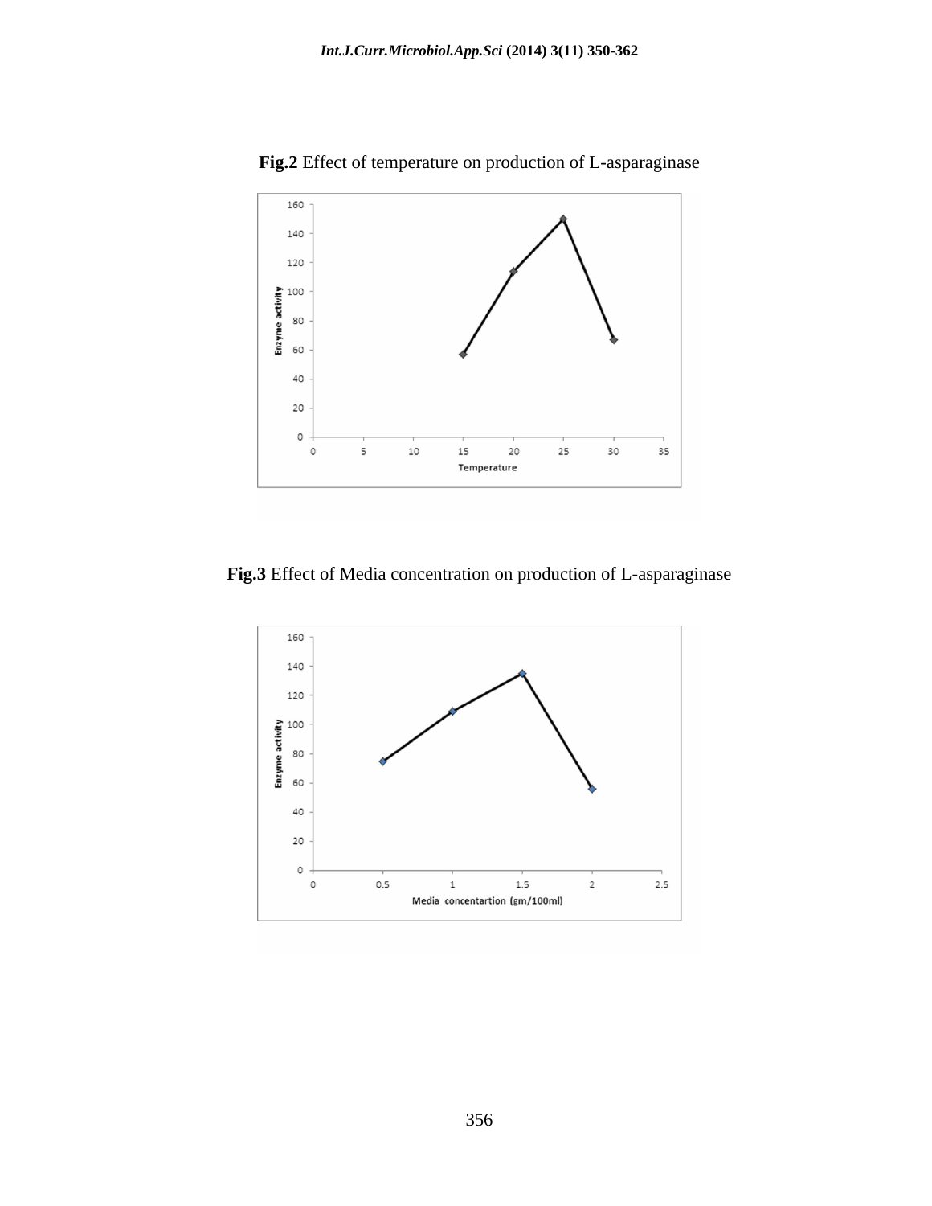**Fig.2** Effect of temperature on production of L-asparaginase

**Fig.3** Effect of Media concentration on production of L-asparaginase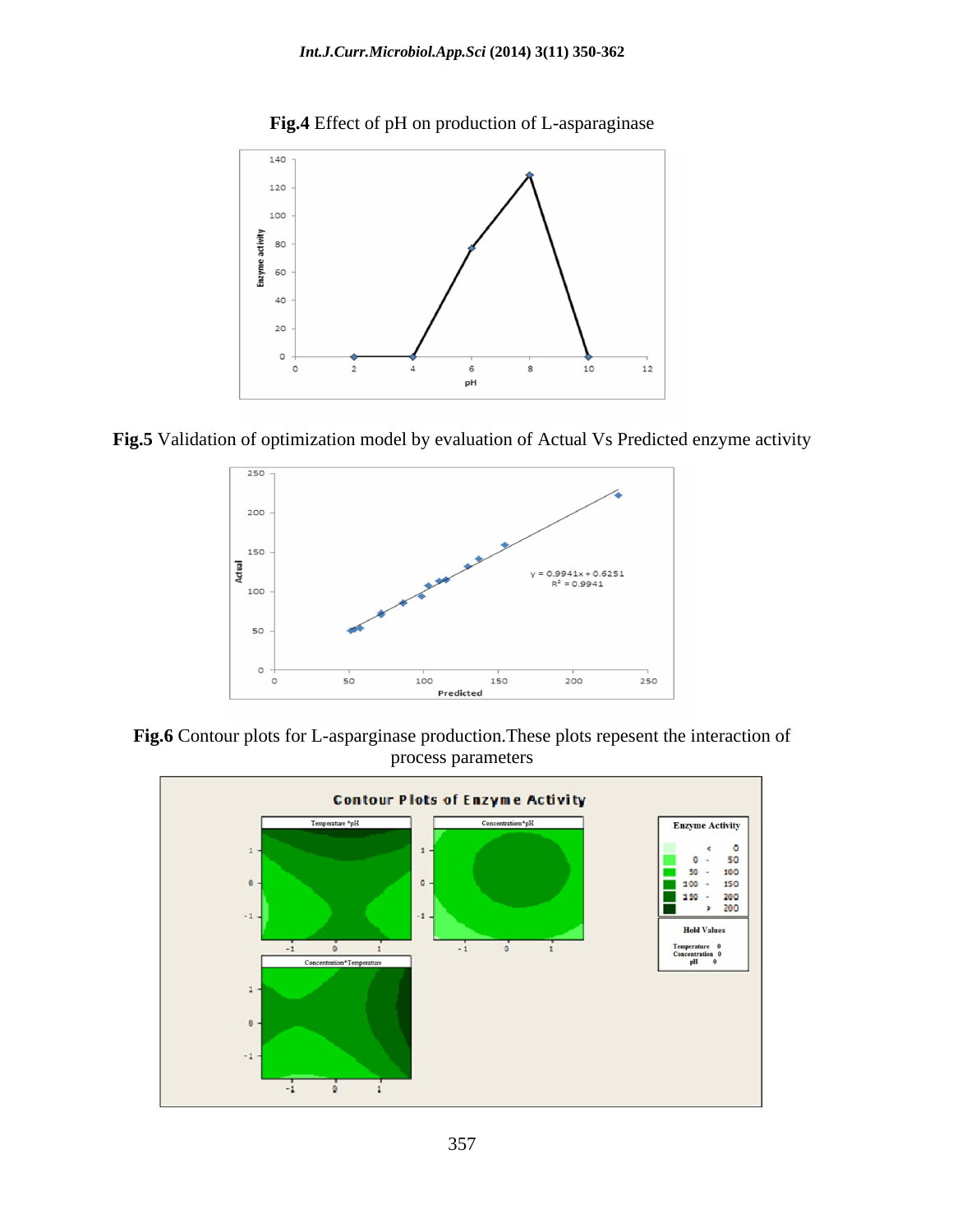**Fig.4** Effect of pH on production of L-asparaginase

**Fig.5** Validation of optimization model by evaluation of Actual Vs Predicted enzyme activity

**Fig.6** Contour plots for L-asparginase production.These plots repesent the interaction of process parameters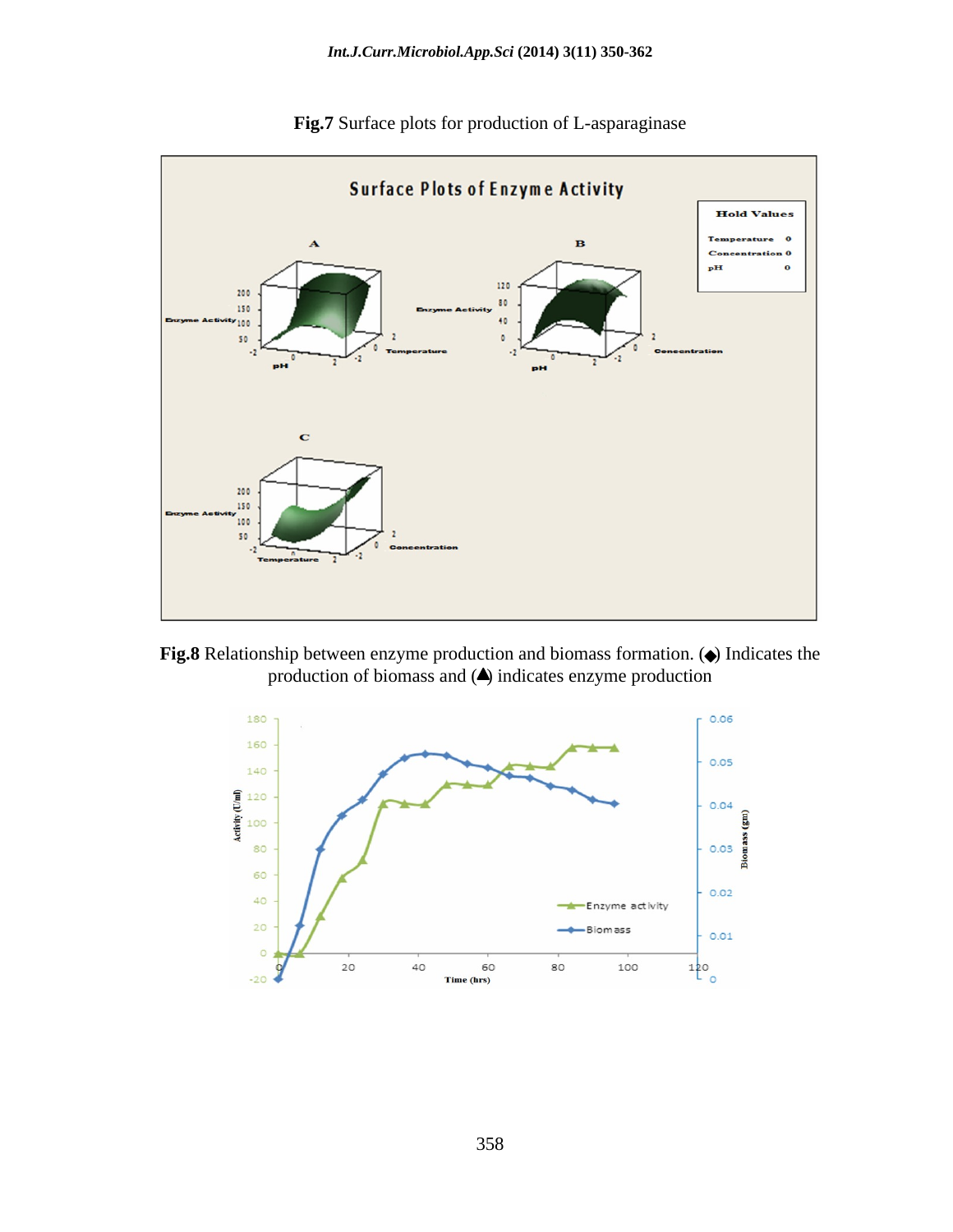**Fig.7** Surface plots for production of L-asparaginase

**Fig.8** Relationship between enzyme production and biomass formation. (◆) Indicates the production of biomass and (▲) indicates enzyme production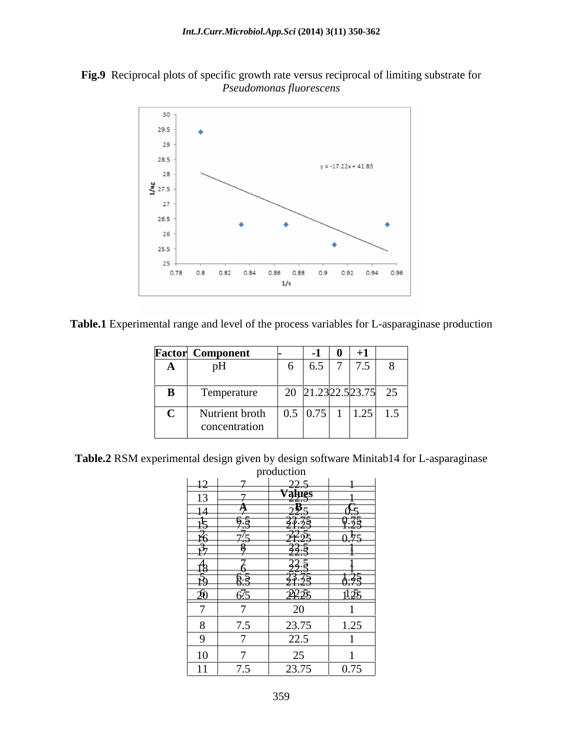**Fig.9** Reciprocal plots of specific growth rate versus reciprocal of limiting substrate for *Pseudomonas fluorescens*

**Table.1** Experimental range and level of the process variables for L-asparaginase production

| Factor | Component | - | -1 | 0 | +1 | |
|---|---|---|---|---|---|---|
| A | pH | 6 | 6.5 | 7 | 7.5 | 8 |
| B | Temperature | 20 | 21.23 | 22.5 | 23.75 | 25 |
| C | Nutrient broth concentration | 0.5 | 0.75 | 1 | 1.25 | 1.5 |

**Table.2** RSM experimental design given by design software Minitab14 for L-asparaginase production

| | Values | | |
|---|---|---|---|
| | A | B | C |
| 1 | 6.5 | 23.75 | 0.75 |
| 2 | 7 | 22.5 | 1 |
| 3 | 8 | 22.5 | 1 |
| 4 | 7 | 22.5 | 1 |
| 5 | 6.5 | 23.75 | 1.25 |
| 6 | 7 | 22.5 | 1.5 |
| 7 | 7 | 20 | 1 |
| 8 | 7.5 | 23.75 | 1.25 |
| 9 | 7 | 22.5 | 1 |
| 10 | 7 | 25 | 1 |
| 11 | 7.5 | 23.75 | 0.75 |
| 12 | 7 | 22.5 | 1 |
| 13 | 7 | 22.5 | 1 |
| 14 | 7 | 22.5 | 0.5 |
| 15 | 7.5 | 21.25 | 1.25 |
| 16 | 7.5 | 21.25 | 0.75 |
| 17 | 7 | 22.5 | 1 |
| 18 | 6 | 22.5 | 1 |
| 19 | 6.5 | 21.25 | 0.75 |
| 20 | 6.5 | 21.25 | 1.25 |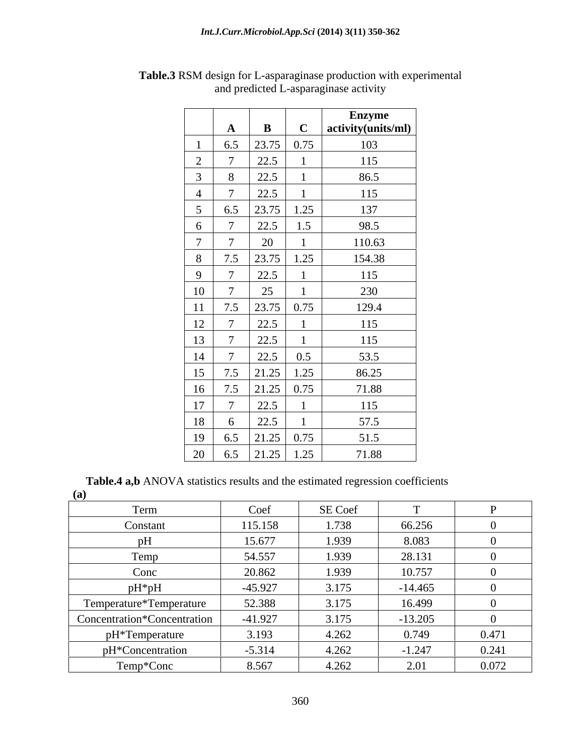**Table.3** RSM design for L-asparaginase production with experimental and predicted L-asparaginase activity

| | A | B | C | Enzyme activity(units/ml) |
|---|---|---|---|---|
| 1 | 6.5 | 23.75 | 0.75 | 103 |
| 2 | 7 | 22.5 | 1 | 115 |
| 3 | 8 | 22.5 | 1 | 86.5 |
| 4 | 7 | 22.5 | 1 | 115 |
| 5 | 6.5 | 23.75 | 1.25 | 137 |
| 6 | 7 | 22.5 | 1.5 | 98.5 |
| 7 | 7 | 20 | 1 | 110.63 |
| 8 | 7.5 | 23.75 | 1.25 | 154.38 |
| 9 | 7 | 22.5 | 1 | 115 |
| 10 | 7 | 25 | 1 | 230 |
| 11 | 7.5 | 23.75 | 0.75 | 129.4 |
| 12 | 7 | 22.5 | 1 | 115 |
| 13 | 7 | 22.5 | 1 | 115 |
| 14 | 7 | 22.5 | 0.5 | 53.5 |
| 15 | 7.5 | 21.25 | 1.25 | 86.25 |
| 16 | 7.5 | 21.25 | 0.75 | 71.88 |
| 17 | 7 | 22.5 | 1 | 115 |
| 18 | 6 | 22.5 | 1 | 57.5 |
| 19 | 6.5 | 21.25 | 0.75 | 51.5 |
| 20 | 6.5 | 21.25 | 1.25 | 71.88 |

**Table.4 a,b** ANOVA statistics results and the estimated regression coefficients

**(a)**

| Term | Coef | SE Coef | T | P |
|---|---|---|---|---|
| Constant | 115.158 | 1.738 | 66.256 | 0 |
| pH | 15.677 | 1.939 | 8.083 | 0 |
| Temp | 54.557 | 1.939 | 28.131 | 0 |
| Conc | 20.862 | 1.939 | 10.757 | 0 |
| pH*pH | -45.927 | 3.175 | -14.465 | 0 |
| Temperature*Temperature | 52.388 | 3.175 | 16.499 | 0 |
| Concentration*Concentration | -41.927 | 3.175 | -13.205 | 0 |
| pH*Temperature | 3.193 | 4.262 | 0.749 | 0.471 |
| pH*Concentration | -5.314 | 4.262 | -1.247 | 0.241 |
| Temp*Conc | 8.567 | 4.262 | 2.01 | 0.072 |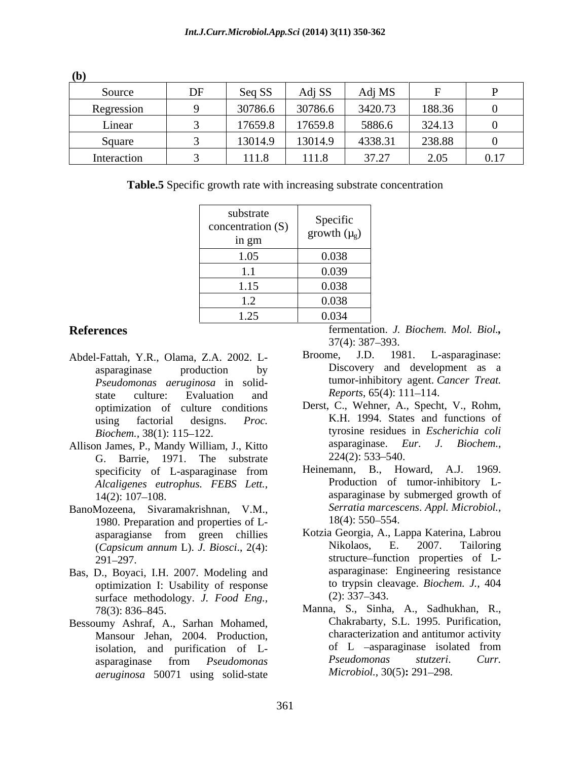**(b)**

| Source | DF | Seq SS | Adj SS | Adj MS | F | P |
|---|---|---|---|---|---|---|
| Regression | 9 | 30786.6 | 30786.6 | 3420.73 | 188.36 | 0 |
| Linear | 3 | 17659.8 | 17659.8 | 5886.6 | 324.13 | 0 |
| Square | 3 | 13014.9 | 13014.9 | 4338.31 | 238.88 | 0 |
| Interaction | 3 | 111.8 | 111.8 | 37.27 | 2.05 | 0.17 |

**Table.5** Specific growth rate with increasing substrate concentration

| substrate concentration (S) in gm | Specific growth ($\mu_g$) |
|---|---|
| 1.05 | 0.038 |
| 1.1 | 0.039 |
| 1.15 | 0.038 |
| 1.2 | 0.038 |
| 1.25 | 0.034 |

## References

Abdel-Fattah, Y.R., Olama, Z.A. 2002. L-asparaginase production by *Pseudomonas aeruginosa* in solid-state culture: Evaluation and optimization of culture conditions using factorial designs. *Proc. Biochem.*, 38(1): 115–122.

Allison James, P., Mandy William, J., Kitto G. Barrie, 1971. The substrate specificity of L-asparaginase from *Alcaligenes eutrophus. FEBS Lett.*, 14(2): 107–108.

BanoMozeena, Sivaramakrishnan, V.M., 1980. Preparation and properties of L-asparagianse from green chillies (*Capsicum annum* L). *J. Biosci*., 2(4): 291–297.

Bas, D., Boyaci, I.H. 2007. Modeling and optimization I: Usability of response surface methodology. *J. Food Eng.*, 78(3): 836–845.

Bessoumy Ashraf, A., Sarhan Mohamed, Mansour Jehan, 2004. Production, isolation, and purification of L-asparaginase from *Pseudomonas aeruginosa* 50071 using solid-state fermentation. *J. Biochem. Mol. Biol.***,** 37(4): 387–393.

Broome, J.D. 1981. L-asparaginase: Discovery and development as a tumor-inhibitory agent. *Cancer Treat. Reports*, 65(4): 111–114.

Derst, C., Wehner, A., Specht, V., Rohm, K.H. 1994. States and functions of tyrosine residues in *Escherichia coli* asparaginase. *Eur. J. Biochem.*, 224(2): 533–540.

Heinemann, B., Howard, A.J. 1969. Production of tumor-inhibitory L-asparaginase by submerged growth of *Serratia marcescens*. *Appl. Microbiol.*, 18(4): 550–554.

Kotzia Georgia, A., Lappa Katerina, Labrou Nikolaos, E. 2007. Tailoring structure–function properties of L-asparaginase: Engineering resistance to trypsin cleavage. *Biochem. J.*, 404 (2): 337–343.

Manna, S., Sinha, A., Sadhukhan, R., Chakrabarty, S.L. 1995. Purification, characterization and antitumor activity of L –asparaginase isolated from *Pseudomonas stutzeri. Curr. Microbiol.*, 30(5)**:** 291–298.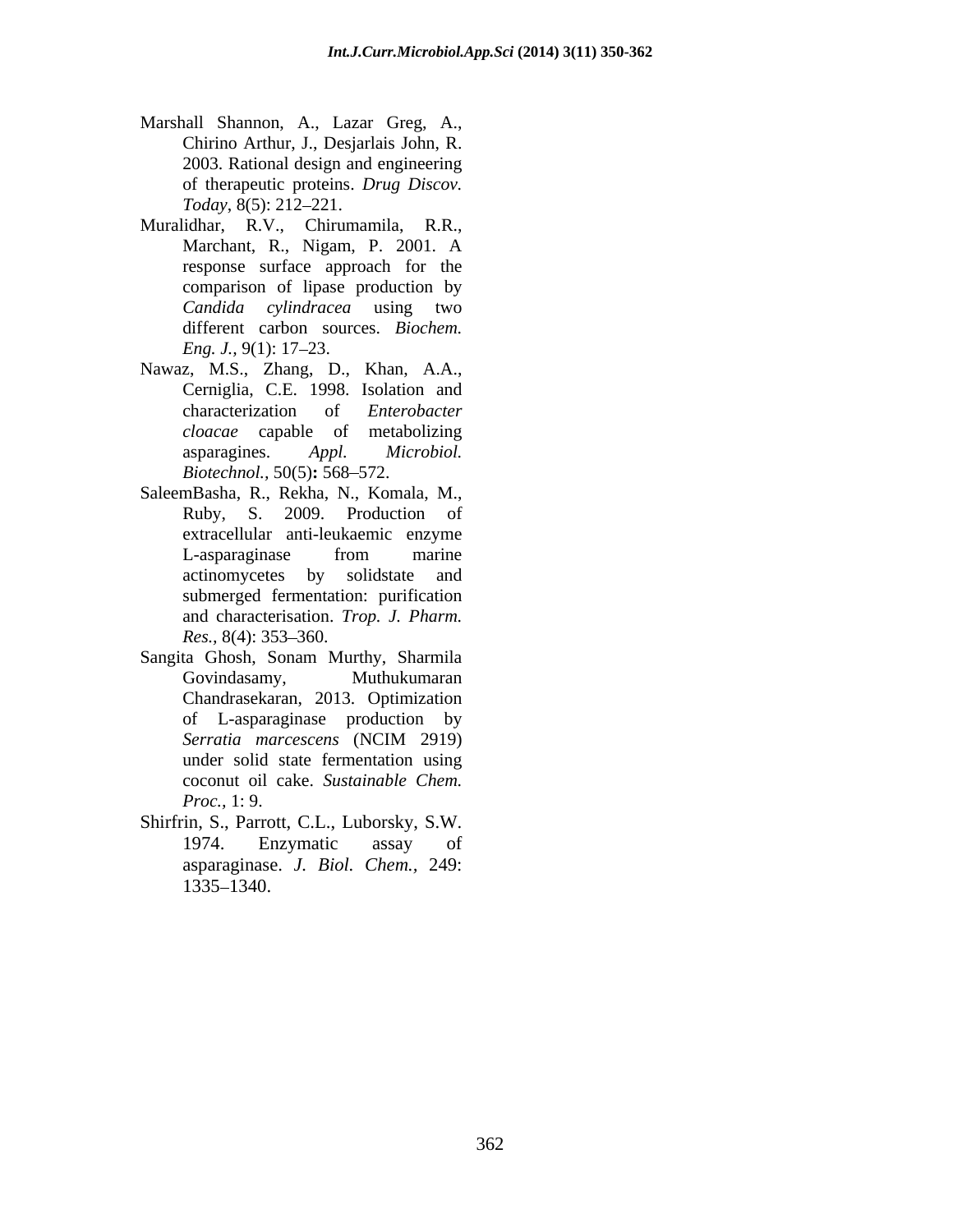Marshall Shannon, A., Lazar Greg, A., Chirino Arthur, J., Desjarlais John, R. 2003. Rational design and engineering of therapeutic proteins. *Drug Discov. Today*, 8(5): 212–221.

Muralidhar, R.V., Chirumamila, R.R., Marchant, R., Nigam, P. 2001. A response surface approach for the comparison of lipase production by *Candida cylindracea* using two different carbon sources. *Biochem. Eng. J.*, 9(1): 17–23.

Nawaz, M.S., Zhang, D., Khan, A.A., Cerniglia, C.E. 1998. Isolation and characterization of *Enterobacter cloacae* capable of metabolizing asparagines. *Appl. Microbiol. Biotechnol.*, 50(5)**:** 568–572.

SaleemBasha, R., Rekha, N., Komala, M., Ruby, S. 2009. Production of extracellular anti-leukaemic enzyme L-asparaginase from marine actinomycetes by solidstate and submerged fermentation: purification and characterisation. *Trop. J. Pharm. Res.*, 8(4): 353–360.

Sangita Ghosh, Sonam Murthy, Sharmila Govindasamy, Muthukumaran Chandrasekaran, 2013. Optimization of L-asparaginase production by *Serratia marcescens* (NCIM 2919) under solid state fermentation using coconut oil cake. *Sustainable Chem. Proc.*, 1: 9.

Shirfrin, S., Parrott, C.L., Luborsky, S.W. 1974. Enzymatic assay of asparaginase. *J. Biol. Chem.*, 249: 1335–1340.